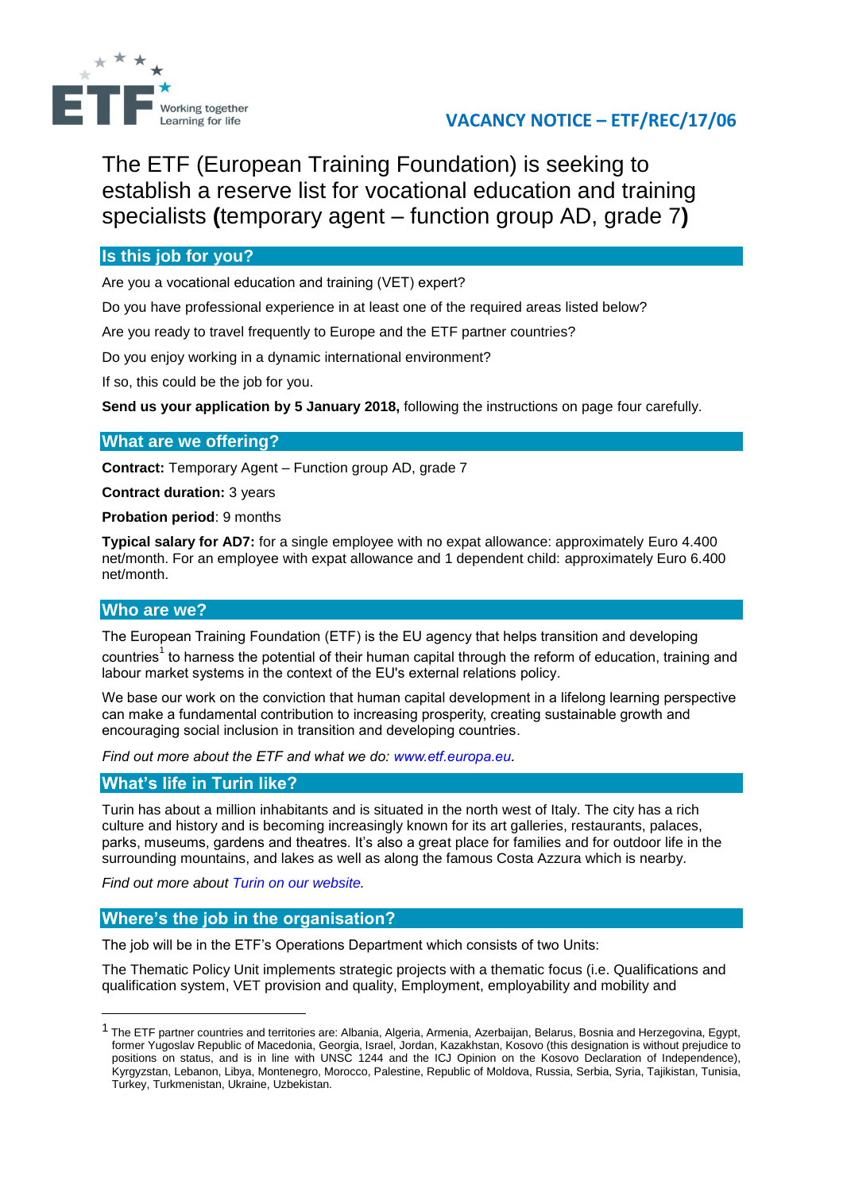ETF Working together Learning for life

**VACANCY NOTICE – ETF/REC/17/06**

# The ETF (European Training Foundation) is seeking to establish a reserve list for vocational education and training specialists **(**temporary agent – function group AD, grade 7**)**

## Is this job for you?

Are you a vocational education and training (VET) expert?

Do you have professional experience in at least one of the required areas listed below?

Are you ready to travel frequently to Europe and the ETF partner countries?

Do you enjoy working in a dynamic international environment?

If so, this could be the job for you.

**Send us your application by 5 January 2018,** following the instructions on page four carefully.

## What are we offering?

**Contract:** Temporary Agent – Function group AD, grade 7

**Contract duration:** 3 years

**Probation period**: 9 months

**Typical salary for AD7:** for a single employee with no expat allowance: approximately Euro 4.400 net/month. For an employee with expat allowance and 1 dependent child: approximately Euro 6.400 net/month.

## Who are we?

The European Training Foundation (ETF) is the EU agency that helps transition and developing countries[1] to harness the potential of their human capital through the reform of education, training and labour market systems in the context of the EU's external relations policy.

We base our work on the conviction that human capital development in a lifelong learning perspective can make a fundamental contribution to increasing prosperity, creating sustainable growth and encouraging social inclusion in transition and developing countries.

*Find out more about the ETF and what we do: www.etf.europa.eu.*

## What's life in Turin like?

Turin has about a million inhabitants and is situated in the north west of Italy. The city has a rich culture and history and is becoming increasingly known for its art galleries, restaurants, palaces, parks, museums, gardens and theatres. It's also a great place for families and for outdoor life in the surrounding mountains, and lakes as well as along the famous Costa Azzura which is nearby.

*Find out more about Turin on our website.*

## Where's the job in the organisation?

The job will be in the ETF's Operations Department which consists of two Units:

The Thematic Policy Unit implements strategic projects with a thematic focus (i.e. Qualifications and qualification system, VET provision and quality, Employment, employability and mobility and

---

[1] The ETF partner countries and territories are: Albania, Algeria, Armenia, Azerbaijan, Belarus, Bosnia and Herzegovina, Egypt, former Yugoslav Republic of Macedonia, Georgia, Israel, Jordan, Kazakhstan, Kosovo (this designation is without prejudice to positions on status, and is in line with UNSC 1244 and the ICJ Opinion on the Kosovo Declaration of Independence), Kyrgyzstan, Lebanon, Libya, Montenegro, Morocco, Palestine, Republic of Moldova, Russia, Serbia, Syria, Tajikistan, Tunisia, Turkey, Turkmenistan, Ukraine, Uzbekistan.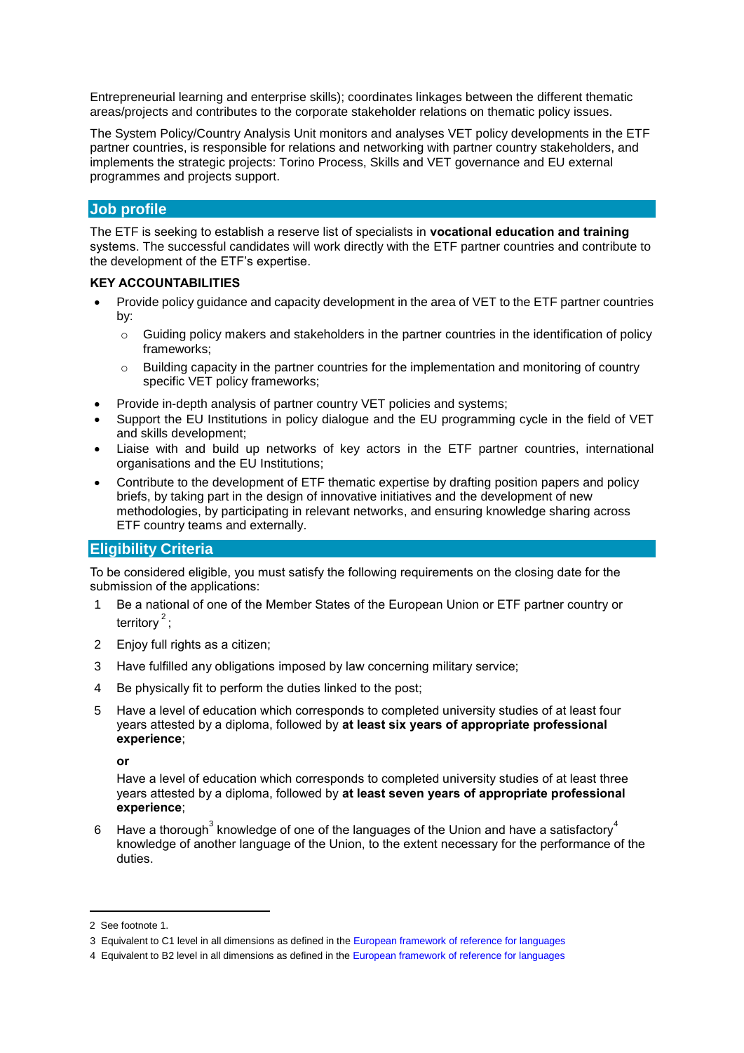Entrepreneurial learning and enterprise skills); coordinates linkages between the different thematic areas/projects and contributes to the corporate stakeholder relations on thematic policy issues.

The System Policy/Country Analysis Unit monitors and analyses VET policy developments in the ETF partner countries, is responsible for relations and networking with partner country stakeholders, and implements the strategic projects: Torino Process, Skills and VET governance and EU external programmes and projects support.

## Job profile

The ETF is seeking to establish a reserve list of specialists in **vocational education and training** systems. The successful candidates will work directly with the ETF partner countries and contribute to the development of the ETF's expertise.

**KEY ACCOUNTABILITIES**

- Provide policy guidance and capacity development in the area of VET to the ETF partner countries by:
  - Guiding policy makers and stakeholders in the partner countries in the identification of policy frameworks;
  - Building capacity in the partner countries for the implementation and monitoring of country specific VET policy frameworks;
- Provide in-depth analysis of partner country VET policies and systems;
- Support the EU Institutions in policy dialogue and the EU programming cycle in the field of VET and skills development;
- Liaise with and build up networks of key actors in the ETF partner countries, international organisations and the EU Institutions;
- Contribute to the development of ETF thematic expertise by drafting position papers and policy briefs, by taking part in the design of innovative initiatives and the development of new methodologies, by participating in relevant networks, and ensuring knowledge sharing across ETF country teams and externally.

## Eligibility Criteria

To be considered eligible, you must satisfy the following requirements on the closing date for the submission of the applications:

1. Be a national of one of the Member States of the European Union or ETF partner country or territory [2];
2. Enjoy full rights as a citizen;
3. Have fulfilled any obligations imposed by law concerning military service;
4. Be physically fit to perform the duties linked to the post;
5. Have a level of education which corresponds to completed university studies of at least four years attested by a diploma, followed by **at least six years of appropriate professional experience**;

   **or**

   Have a level of education which corresponds to completed university studies of at least three years attested by a diploma, followed by **at least seven years of appropriate professional experience**;
6. Have a thorough[3] knowledge of one of the languages of the Union and have a satisfactory[4] knowledge of another language of the Union, to the extent necessary for the performance of the duties.

---

2 See footnote 1.

3 Equivalent to C1 level in all dimensions as defined in the European framework of reference for languages

4 Equivalent to B2 level in all dimensions as defined in the European framework of reference for languages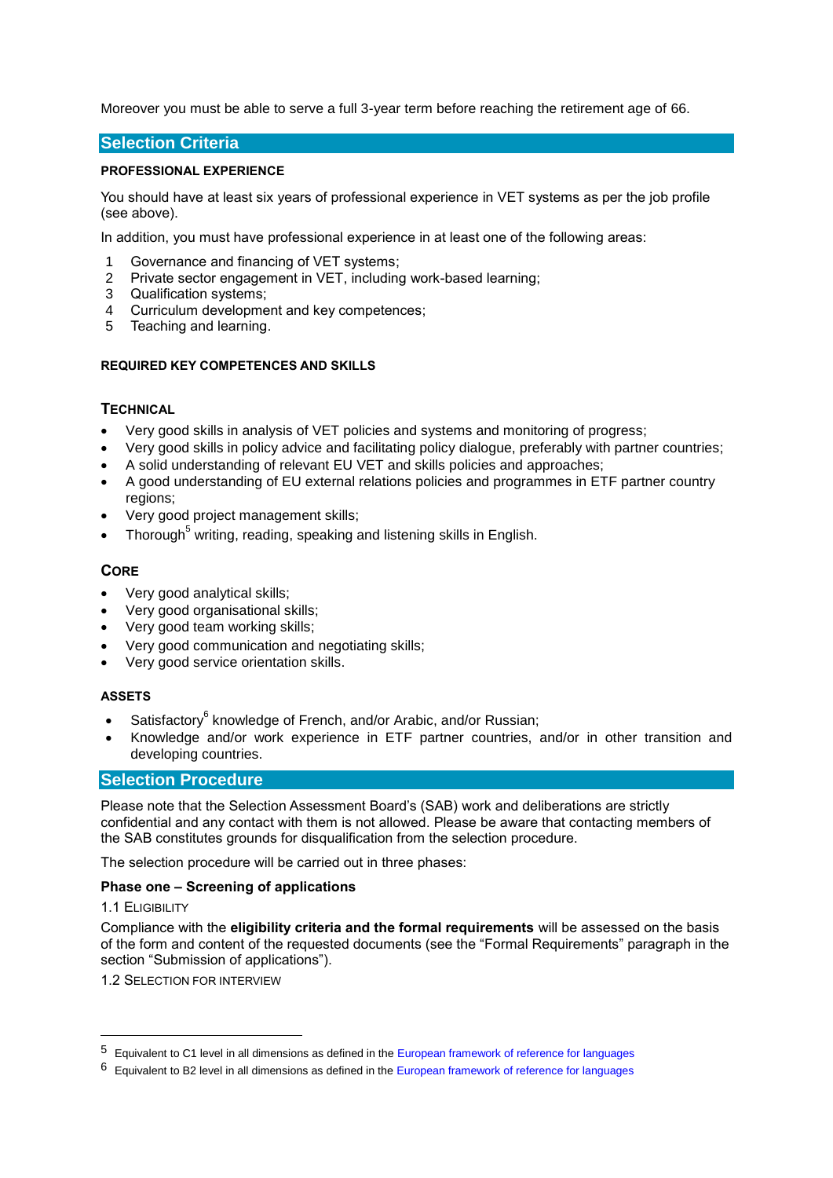Moreover you must be able to serve a full 3-year term before reaching the retirement age of 66.

## Selection Criteria

**PROFESSIONAL EXPERIENCE**

You should have at least six years of professional experience in VET systems as per the job profile (see above).

In addition, you must have professional experience in at least one of the following areas:

1. Governance and financing of VET systems;
2. Private sector engagement in VET, including work-based learning;
3. Qualification systems;
4. Curriculum development and key competences;
5. Teaching and learning.

**REQUIRED KEY COMPETENCES AND SKILLS**

**TECHNICAL**

- Very good skills in analysis of VET policies and systems and monitoring of progress;
- Very good skills in policy advice and facilitating policy dialogue, preferably with partner countries;
- A solid understanding of relevant EU VET and skills policies and approaches;
- A good understanding of EU external relations policies and programmes in ETF partner country regions;
- Very good project management skills;
- Thorough[5] writing, reading, speaking and listening skills in English.

**CORE**

- Very good analytical skills;
- Very good organisational skills;
- Very good team working skills;
- Very good communication and negotiating skills;
- Very good service orientation skills.

**ASSETS**

- Satisfactory[6] knowledge of French, and/or Arabic, and/or Russian;
- Knowledge and/or work experience in ETF partner countries, and/or in other transition and developing countries.

## Selection Procedure

Please note that the Selection Assessment Board's (SAB) work and deliberations are strictly confidential and any contact with them is not allowed. Please be aware that contacting members of the SAB constitutes grounds for disqualification from the selection procedure.

The selection procedure will be carried out in three phases:

**Phase one – Screening of applications**

1.1 ELIGIBILITY

Compliance with the **eligibility criteria and the formal requirements** will be assessed on the basis of the form and content of the requested documents (see the "Formal Requirements" paragraph in the section "Submission of applications").

1.2 SELECTION FOR INTERVIEW

---

[5] Equivalent to C1 level in all dimensions as defined in the European framework of reference for languages

[6] Equivalent to B2 level in all dimensions as defined in the European framework of reference for languages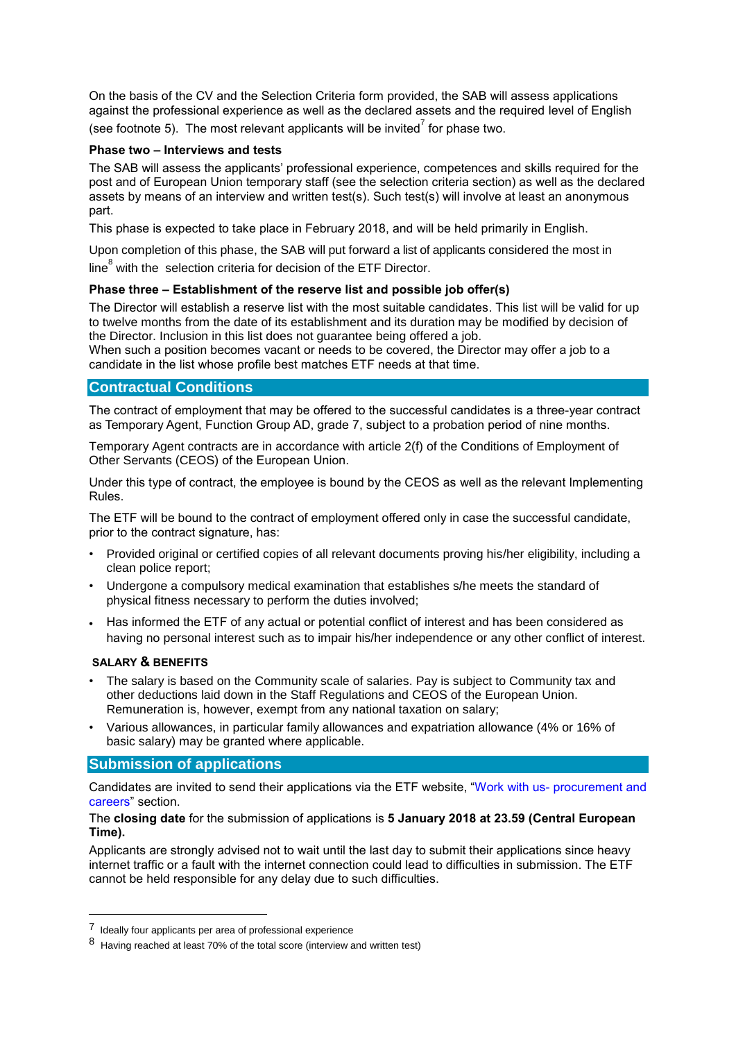On the basis of the CV and the Selection Criteria form provided, the SAB will assess applications against the professional experience as well as the declared assets and the required level of English (see footnote 5). The most relevant applicants will be invited[7] for phase two.

**Phase two – Interviews and tests**

The SAB will assess the applicants' professional experience, competences and skills required for the post and of European Union temporary staff (see the selection criteria section) as well as the declared assets by means of an interview and written test(s). Such test(s) will involve at least an anonymous part.

This phase is expected to take place in February 2018, and will be held primarily in English.

Upon completion of this phase, the SAB will put forward a list of applicants considered the most in line[8] with the selection criteria for decision of the ETF Director.

**Phase three – Establishment of the reserve list and possible job offer(s)**

The Director will establish a reserve list with the most suitable candidates. This list will be valid for up to twelve months from the date of its establishment and its duration may be modified by decision of the Director. Inclusion in this list does not guarantee being offered a job.
When such a position becomes vacant or needs to be covered, the Director may offer a job to a candidate in the list whose profile best matches ETF needs at that time.

## Contractual Conditions

The contract of employment that may be offered to the successful candidates is a three-year contract as Temporary Agent, Function Group AD, grade 7, subject to a probation period of nine months.

Temporary Agent contracts are in accordance with article 2(f) of the Conditions of Employment of Other Servants (CEOS) of the European Union.

Under this type of contract, the employee is bound by the CEOS as well as the relevant Implementing Rules.

The ETF will be bound to the contract of employment offered only in case the successful candidate, prior to the contract signature, has:

- Provided original or certified copies of all relevant documents proving his/her eligibility, including a clean police report;
- Undergone a compulsory medical examination that establishes s/he meets the standard of physical fitness necessary to perform the duties involved;
- Has informed the ETF of any actual or potential conflict of interest and has been considered as having no personal interest such as to impair his/her independence or any other conflict of interest.

**SALARY & BENEFITS**

- The salary is based on the Community scale of salaries. Pay is subject to Community tax and other deductions laid down in the Staff Regulations and CEOS of the European Union. Remuneration is, however, exempt from any national taxation on salary;
- Various allowances, in particular family allowances and expatriation allowance (4% or 16% of basic salary) may be granted where applicable.

## Submission of applications

Candidates are invited to send their applications via the ETF website, "Work with us- procurement and careers" section.

The **closing date** for the submission of applications is **5 January 2018 at 23.59 (Central European Time).**

Applicants are strongly advised not to wait until the last day to submit their applications since heavy internet traffic or a fault with the internet connection could lead to difficulties in submission. The ETF cannot be held responsible for any delay due to such difficulties.

---

[7] Ideally four applicants per area of professional experience

[8] Having reached at least 70% of the total score (interview and written test)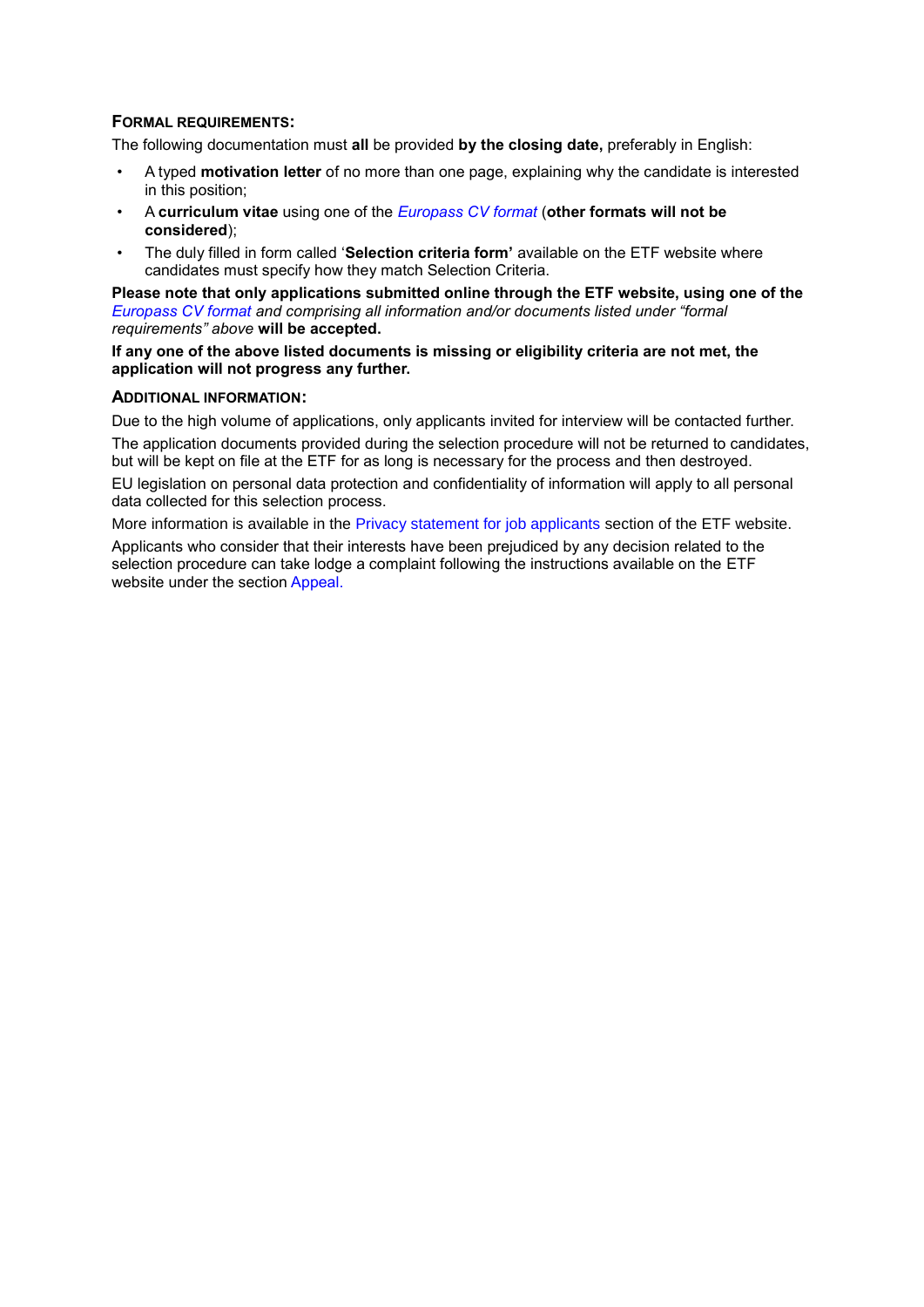### FORMAL REQUIREMENTS:

The following documentation must **all** be provided **by the closing date,** preferably in English:

- A typed **motivation letter** of no more than one page, explaining why the candidate is interested in this position;
- A **curriculum vitae** using one of the *Europass CV format* (**other formats will not be considered**);
- The duly filled in form called '**Selection criteria form'** available on the ETF website where candidates must specify how they match Selection Criteria.

**Please note that only applications submitted online through the ETF website, using one of the** *Europass CV format and comprising all information and/or documents listed under "formal requirements" above* **will be accepted.**

**If any one of the above listed documents is missing or eligibility criteria are not met, the application will not progress any further.**

### ADDITIONAL INFORMATION:

Due to the high volume of applications, only applicants invited for interview will be contacted further.

The application documents provided during the selection procedure will not be returned to candidates, but will be kept on file at the ETF for as long is necessary for the process and then destroyed.

EU legislation on personal data protection and confidentiality of information will apply to all personal data collected for this selection process.

More information is available in the Privacy statement for job applicants section of the ETF website.

Applicants who consider that their interests have been prejudiced by any decision related to the selection procedure can take lodge a complaint following the instructions available on the ETF website under the section Appeal.